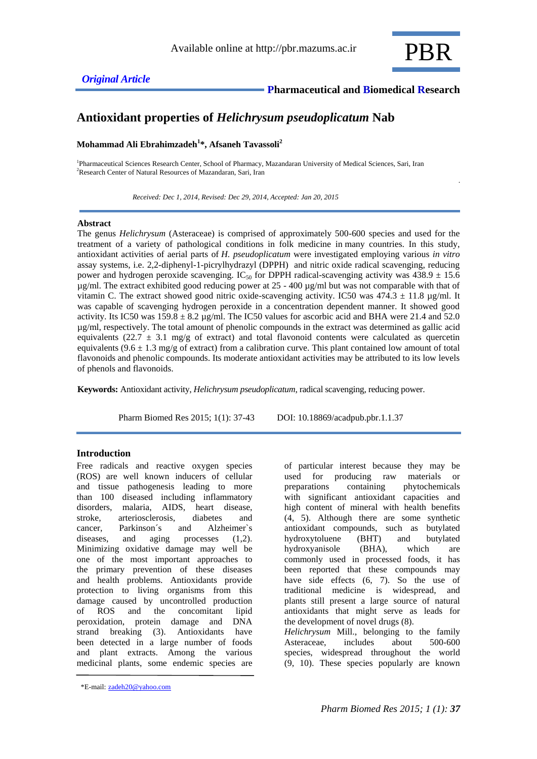Available online at http://pbr.mazums.ac.ir

PBR

*Original Article*

**Pharmaceutical and Biomedical Research**

# Antioxidant properties of *Helichrysum pseudoplicatum* Nab

**Mohammad Ali Ebrahimzadeh[1]\*, Afsaneh Tavassoli[2]**

[1]Pharmaceutical Sciences Research Center, School of Pharmacy, Mazandaran University of Medical Sciences, Sari, Iran
[2]Research Center of Natural Resources of Mazandaran, Sari, Iran

*Received: Dec 1, 2014, Revised: Dec 29, 2014, Accepted: Jan 20, 2015*

## Abstract

The genus *Helichrysum* (Asteraceae) is comprised of approximately 500-600 species and used for the treatment of a variety of pathological conditions in folk medicine in many countries. In this study, antioxidant activities of aerial parts of *H. pseudoplicatum* were investigated employing various *in vitro* assay systems, i.e. 2,2-diphenyl-1-picrylhydrazyl (DPPH) and nitric oxide radical scavenging, reducing power and hydrogen peroxide scavenging. $IC_{50}$ for DPPH radical-scavenging activity was 438.9 ± 15.6 µg/ml. The extract exhibited good reducing power at 25 - 400 µg/ml but was not comparable with that of vitamin C. The extract showed good nitric oxide-scavenging activity. IC50 was 474.3 ± 11.8 µg/ml. It was capable of scavenging hydrogen peroxide in a concentration dependent manner. It showed good activity. Its IC50 was 159.8 ± 8.2 µg/ml. The IC50 values for ascorbic acid and BHA were 21.4 and 52.0 µg/ml, respectively. The total amount of phenolic compounds in the extract was determined as gallic acid equivalents (22.7 ± 3.1 mg/g of extract) and total flavonoid contents were calculated as quercetin equivalents (9.6 ± 1.3 mg/g of extract) from a calibration curve. This plant contained low amount of total flavonoids and phenolic compounds. Its moderate antioxidant activities may be attributed to its low levels of phenols and flavonoids.

**Keywords:** Antioxidant activity, *Helichrysum pseudoplicatum*, radical scavenging, reducing power.

Pharm Biomed Res 2015; 1(1): 37-43 DOI: 10.18869/acadpub.pbr.1.1.37

## Introduction

Free radicals and reactive oxygen species (ROS) are well known inducers of cellular and tissue pathogenesis leading to more than 100 diseased including inflammatory disorders, malaria, AIDS, heart disease, stroke, arteriosclerosis, diabetes and cancer, Parkinson´s and Alzheimer`s diseases, and aging processes (1,2). Minimizing oxidative damage may well be one of the most important approaches to the primary prevention of these diseases and health problems. Antioxidants provide protection to living organisms from this damage caused by uncontrolled production of ROS and the concomitant lipid peroxidation, protein damage and DNA strand breaking (3). Antioxidants have been detected in a large number of foods and plant extracts. Among the various medicinal plants, some endemic species are of particular interest because they may be used for producing raw materials or preparations containing phytochemicals with significant antioxidant capacities and high content of mineral with health benefits (4, 5). Although there are some synthetic antioxidant compounds, such as butylated hydroxytoluene (BHT) and butylated hydroxyanisole (BHA), which are commonly used in processed foods, it has been reported that these compounds may have side effects (6, 7). So the use of traditional medicine is widespread, and plants still present a large source of natural antioxidants that might serve as leads for the development of novel drugs (8).

*Helichrysum* Mill., belonging to the family Asteraceae, includes about 500-600 species, widespread throughout the world (9, 10). These species popularly are known

\*E-mail: zadeh20@yahoo.com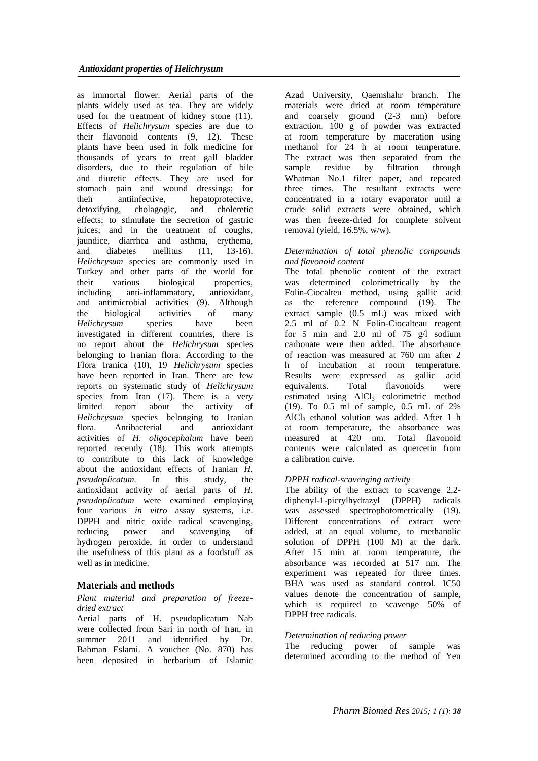as immortal flower. Aerial parts of the plants widely used as tea. They are widely used for the treatment of kidney stone (11). Effects of *Helichrysum* species are due to their flavonoid contents (9, 12). These plants have been used in folk medicine for thousands of years to treat gall bladder disorders, due to their regulation of bile and diuretic effects. They are used for stomach pain and wound dressings; for their antiinfective, hepatoprotective, detoxifying, cholagogic, and choleretic effects; to stimulate the secretion of gastric juices; and in the treatment of coughs, jaundice, diarrhea and asthma, erythema, and diabetes mellitus (11, 13-16). *Helichrysum* species are commonly used in Turkey and other parts of the world for their various biological properties, including anti-inflammatory, antioxidant, and antimicrobial activities (9). Although the biological activities of many *Helichrysum* species have been investigated in different countries, there is no report about the *Helichrysum* species belonging to Iranian flora. According to the Flora Iranica (10), 19 *Helichrysum* species have been reported in Iran. There are few reports on systematic study of *Helichrysum* species from Iran (17). There is a very limited report about the activity of *Helichrysum* species belonging to Iranian flora. Antibacterial and antioxidant activities of *H. oligocephalum* have been reported recently (18). This work attempts to contribute to this lack of knowledge about the antioxidant effects of Iranian *H. pseudoplicatum.* In this study, the antioxidant activity of aerial parts of *H. pseudoplicatum* were examined employing four various *in vitro* assay systems, i.e. DPPH and nitric oxide radical scavenging, reducing power and scavenging of hydrogen peroxide, in order to understand the usefulness of this plant as a foodstuff as well as in medicine.

## Materials and methods

### *Plant material and preparation of freeze-dried extract*

Aerial parts of H. pseudoplicatum Nab were collected from Sari in north of Iran, in summer 2011 and identified by Dr. Bahman Eslami. A voucher (No. 870) has been deposited in herbarium of Islamic Azad University, Qaemshahr branch. The materials were dried at room temperature and coarsely ground (2-3 mm) before extraction. 100 g of powder was extracted at room temperature by maceration using methanol for 24 h at room temperature. The extract was then separated from the sample residue by filtration through Whatman No.1 filter paper, and repeated three times. The resultant extracts were concentrated in a rotary evaporator until a crude solid extracts were obtained, which was then freeze-dried for complete solvent removal (yield, 16.5%, w/w).

### *Determination of total phenolic compounds and flavonoid content*

The total phenolic content of the extract was determined colorimetrically by the Folin-Ciocalteu method, using gallic acid as the reference compound (19). The extract sample (0.5 mL) was mixed with 2.5 ml of 0.2 N Folin-Ciocalteau reagent for 5 min and 2.0 ml of 75 g/l sodium carbonate were then added. The absorbance of reaction was measured at 760 nm after 2 h of incubation at room temperature. Results were expressed as gallic acid equivalents. Total flavonoids were estimated using $AlCl_3$ colorimetric method (19). To 0.5 ml of sample, 0.5 mL of 2% $AlCl_3$ ethanol solution was added. After 1 h at room temperature, the absorbance was measured at 420 nm. Total flavonoid contents were calculated as quercetin from a calibration curve.

### *DPPH radical-scavenging activity*

The ability of the extract to scavenge 2,2-diphenyl-1-picrylhydrazyl (DPPH) radicals was assessed spectrophotometrically (19). Different concentrations of extract were added, at an equal volume, to methanolic solution of DPPH (100 M) at the dark. After 15 min at room temperature, the absorbance was recorded at 517 nm. The experiment was repeated for three times. BHA was used as standard control. IC50 values denote the concentration of sample, which is required to scavenge 50% of DPPH free radicals.

### *Determination of reducing power*

The reducing power of sample was determined according to the method of Yen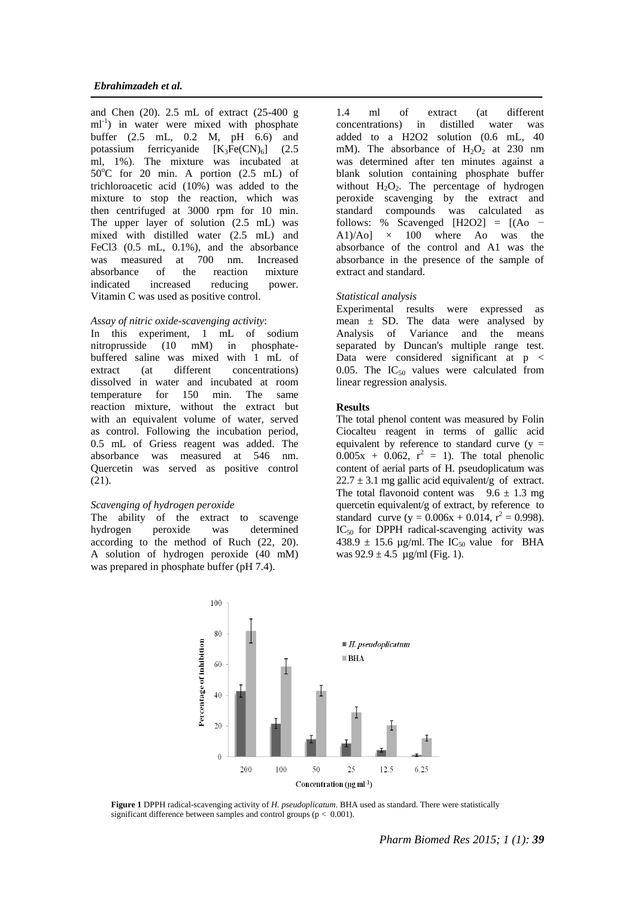and Chen (20). 2.5 mL of extract (25-400 g $ml^{-1}$) in water were mixed with phosphate buffer (2.5 mL, 0.2 M, pH 6.6) and potassium ferricyanide [$K_3Fe(CN)_6$] (2.5 ml, 1%). The mixture was incubated at 50°C for 20 min. A portion (2.5 mL) of trichloroacetic acid (10%) was added to the mixture to stop the reaction, which was then centrifuged at 3000 rpm for 10 min. The upper layer of solution (2.5 mL) was mixed with distilled water (2.5 mL) and FeCl3 (0.5 mL, 0.1%), and the absorbance was measured at 700 nm. Increased absorbance of the reaction mixture indicated increased reducing power. Vitamin C was used as positive control.

*Assay of nitric oxide-scavenging activity*:

In this experiment, 1 mL of sodium nitroprusside (10 mM) in phosphate-buffered saline was mixed with 1 mL of extract (at different concentrations) dissolved in water and incubated at room temperature for 150 min. The same reaction mixture, without the extract but with an equivalent volume of water, served as control. Following the incubation period, 0.5 mL of Griess reagent was added. The absorbance was measured at 546 nm. Quercetin was served as positive control (21).

*Scavenging of hydrogen peroxide*

The ability of the extract to scavenge hydrogen peroxide was determined according to the method of Ruch (22, 20). A solution of hydrogen peroxide (40 mM) was prepared in phosphate buffer (pH 7.4). 1.4 ml of extract (at different concentrations) in distilled water was added to a H2O2 solution (0.6 mL, 40 mM). The absorbance of $H_2O_2$ at 230 nm was determined after ten minutes against a blank solution containing phosphate buffer without $H_2O_2$. The percentage of hydrogen peroxide scavenging by the extract and standard compounds was calculated as follows: % Scavenged [H2O2] = [(Ao − A1)/Ao] × 100 where Ao was the absorbance of the control and A1 was the absorbance in the presence of the sample of extract and standard.

*Statistical analysis*

Experimental results were expressed as mean ± SD. The data were analysed by Analysis of Variance and the means separated by Duncan's multiple range test. Data were considered significant at $p < 0.05$. The $IC_{50}$ values were calculated from linear regression analysis.

## Results

The total phenol content was measured by Folin Ciocalteu reagent in terms of gallic acid equivalent by reference to standard curve ($y = 0.005x + 0.062$, $r^2 = 1$). The total phenolic content of aerial parts of H. pseudoplicatum was 22.7 ± 3.1 mg gallic acid equivalent/g of extract. The total flavonoid content was 9.6 ± 1.3 mg quercetin equivalent/g of extract, by reference to standard curve ($y = 0.006x + 0.014$, $r^2 = 0.998$). $IC_{50}$ for DPPH radical-scavenging activity was 438.9 ± 15.6 µg/ml. The $IC_{50}$ value for BHA was 92.9 ± 4.5 µg/ml (Fig. 1).

**Figure 1** DPPH radical-scavenging activity of *H. pseudoplicatum*. BHA used as standard. There were statistically significant difference between samples and control groups ($p < 0.001$).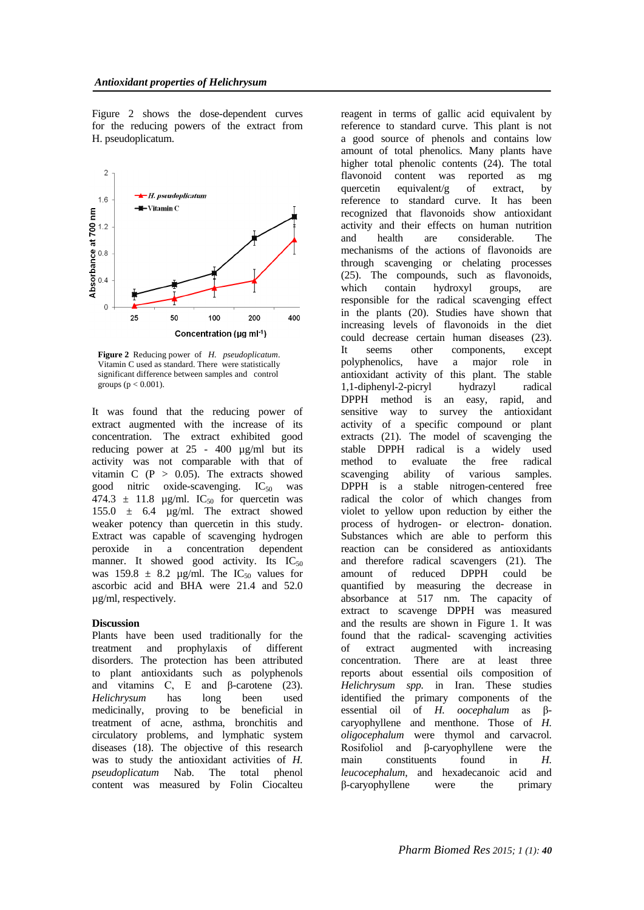Figure 2 shows the dose-dependent curves for the reducing powers of the extract from H. pseudoplicatum.

**Figure 2** Reducing power of *H. pseudoplicatum*. Vitamin C used as standard. There were statistically significant difference between samples and control groups (p < 0.001).

It was found that the reducing power of extract augmented with the increase of its concentration. The extract exhibited good reducing power at 25 - 400 µg/ml but its activity was not comparable with that of vitamin C (P > 0.05). The extracts showed good nitric oxide-scavenging. $IC_{50}$ was 474.3 ± 11.8 µg/ml. $IC_{50}$ for quercetin was 155.0 ± 6.4 µg/ml. The extract showed weaker potency than quercetin in this study. Extract was capable of scavenging hydrogen peroxide in a concentration dependent manner. It showed good activity. Its $IC_{50}$ was 159.8 ± 8.2 µg/ml. The $IC_{50}$ values for ascorbic acid and BHA were 21.4 and 52.0 µg/ml, respectively.

## Discussion

Plants have been used traditionally for the treatment and prophylaxis of different disorders. The protection has been attributed to plant antioxidants such as polyphenols and vitamins C, E and β-carotene (23). *Helichrysum* has long been used medicinally, proving to be beneficial in treatment of acne, asthma, bronchitis and circulatory problems, and lymphatic system diseases (18). The objective of this research was to study the antioxidant activities of *H. pseudoplicatum* Nab. The total phenol content was measured by Folin Ciocalteu reagent in terms of gallic acid equivalent by reference to standard curve. This plant is not a good source of phenols and contains low amount of total phenolics. Many plants have higher total phenolic contents (24). The total flavonoid content was reported as mg quercetin equivalent/g of extract, by reference to standard curve. It has been recognized that flavonoids show antioxidant activity and their effects on human nutrition and health are considerable. The mechanisms of the actions of flavonoids are through scavenging or chelating processes (25). The compounds, such as flavonoids, which contain hydroxyl groups, are responsible for the radical scavenging effect in the plants (20). Studies have shown that increasing levels of flavonoids in the diet could decrease certain human diseases (23). It seems other components, except polyphenolics, have a major role in antioxidant activity of this plant. The stable 1,1-diphenyl-2-picryl hydrazyl radical DPPH method is an easy, rapid, and sensitive way to survey the antioxidant activity of a specific compound or plant extracts (21). The model of scavenging the stable DPPH radical is a widely used method to evaluate the free radical scavenging ability of various samples. DPPH is a stable nitrogen-centered free radical the color of which changes from violet to yellow upon reduction by either the process of hydrogen- or electron- donation. Substances which are able to perform this reaction can be considered as antioxidants and therefore radical scavengers (21). The amount of reduced DPPH could be quantified by measuring the decrease in absorbance at 517 nm. The capacity of extract to scavenge DPPH was measured and the results are shown in Figure 1. It was found that the radical- scavenging activities of extract augmented with increasing concentration. There are at least three reports about essential oils composition of *Helichrysum spp.* in Iran. These studies identified the primary components of the essential oil of *H. oocephalum* as β-caryophyllene and menthone. Those of *H. oligocephalum* were thymol and carvacrol. Rosifoliol and β-caryophyllene were the main constituents found in *H. leucocephalum*, and hexadecanoic acid and β-caryophyllene were the primary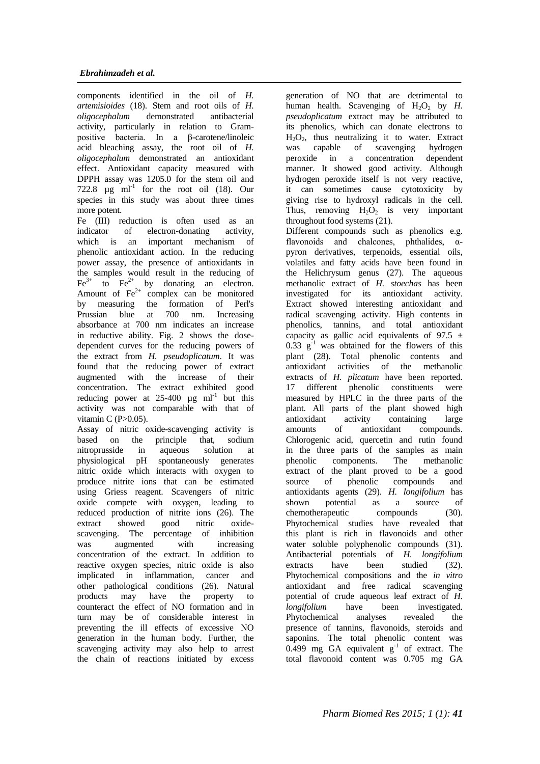components identified in the oil of *H. artemisioides* (18). Stem and root oils of *H. oligocephalum* demonstrated antibacterial activity, particularly in relation to Gram-positive bacteria. In a β-carotene/linoleic acid bleaching assay, the root oil of *H. oligocephalum* demonstrated an antioxidant effect. Antioxidant capacity measured with DPPH assay was 1205.0 for the stem oil and 722.8 µg ml$^{-1}$ for the root oil (18). Our species in this study was about three times more potent.

Fe (III) reduction is often used as an indicator of electron-donating activity, which is an important mechanism of phenolic antioxidant action. In the reducing power assay, the presence of antioxidants in the samples would result in the reducing of $Fe^{3+}$ to $Fe^{2+}$ by donating an electron. Amount of $Fe^{2+}$ complex can be monitored by measuring the formation of Perl's Prussian blue at 700 nm. Increasing absorbance at 700 nm indicates an increase in reductive ability. Fig. 2 shows the dose-dependent curves for the reducing powers of the extract from *H. pseudoplicatum*. It was found that the reducing power of extract augmented with the increase of their concentration. The extract exhibited good reducing power at 25-400 µg ml$^{-1}$ but this activity was not comparable with that of vitamin C ($P>0.05$).

Assay of nitric oxide-scavenging activity is based on the principle that, sodium nitroprusside in aqueous solution at physiological pH spontaneously generates nitric oxide which interacts with oxygen to produce nitrite ions that can be estimated using Griess reagent. Scavengers of nitric oxide compete with oxygen, leading to reduced production of nitrite ions (26). The extract showed good nitric oxide-scavenging. The percentage of inhibition was augmented with increasing concentration of the extract. In addition to reactive oxygen species, nitric oxide is also implicated in inflammation, cancer and other pathological conditions (26). Natural products may have the property to counteract the effect of NO formation and in turn may be of considerable interest in preventing the ill effects of excessive NO generation in the human body. Further, the scavenging activity may also help to arrest the chain of reactions initiated by excess generation of NO that are detrimental to human health. Scavenging of $H_2O_2$ by *H. pseudoplicatum* extract may be attributed to its phenolics, which can donate electrons to $H_2O_2$, thus neutralizing it to water. Extract was capable of scavenging hydrogen peroxide in a concentration dependent manner. It showed good activity. Although hydrogen peroxide itself is not very reactive, it can sometimes cause cytotoxicity by giving rise to hydroxyl radicals in the cell. Thus, removing $H_2O_2$ is very important throughout food systems (21).

Different compounds such as phenolics e.g. flavonoids and chalcones, phthalides, α-pyron derivatives, terpenoids, essential oils, volatiles and fatty acids have been found in the Helichrysum genus (27). The aqueous methanolic extract of *H. stoechas* has been investigated for its antioxidant activity. Extract showed interesting antioxidant and radical scavenging activity. High contents in phenolics, tannins, and total antioxidant capacity as gallic acid equivalents of 97.5 ± 0.33 g$^{-1}$ was obtained for the flowers of this plant (28). Total phenolic contents and antioxidant activities of the methanolic extracts of *H. plicatum* have been reported. 17 different phenolic constituents were measured by HPLC in the three parts of the plant. All parts of the plant showed high antioxidant activity containing large amounts of antioxidant compounds. Chlorogenic acid, quercetin and rutin found in the three parts of the samples as main phenolic components. The methanolic extract of the plant proved to be a good source of phenolic compounds and antioxidants agents (29). *H. longifolium* has shown potential as a source of chemotherapeutic compounds (30). Phytochemical studies have revealed that this plant is rich in flavonoids and other water soluble polyphenolic compounds (31). Antibacterial potentials of *H. longifolium* extracts have been studied (32). Phytochemical compositions and the *in vitro* antioxidant and free radical scavenging potential of crude aqueous leaf extract of *H. longifolium* have been investigated. Phytochemical analyses revealed the presence of tannins, flavonoids, steroids and saponins. The total phenolic content was 0.499 mg GA equivalent g$^{-1}$ of extract. The total flavonoid content was 0.705 mg GA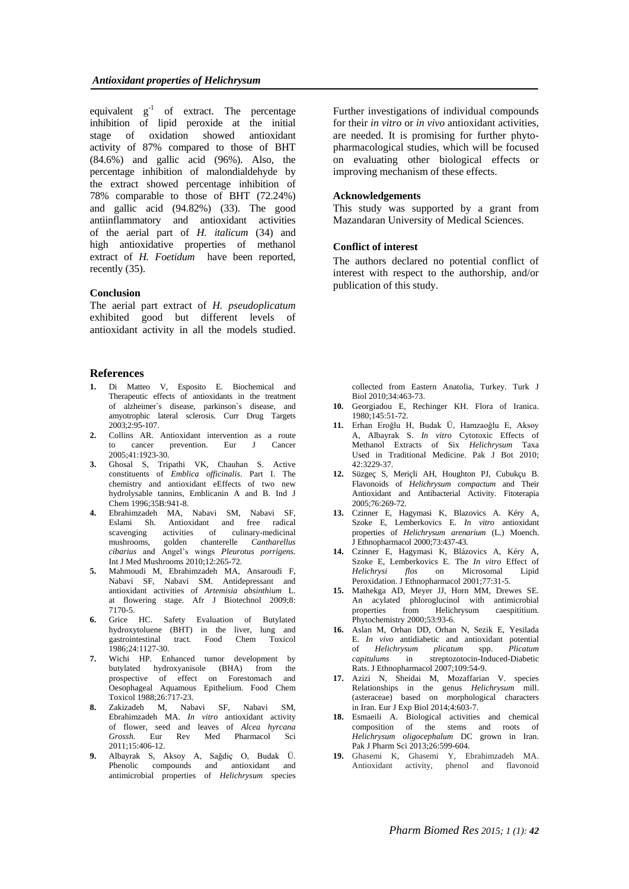equivalent $g^{-1}$ of extract. The percentage inhibition of lipid peroxide at the initial stage of oxidation showed antioxidant activity of 87% compared to those of BHT (84.6%) and gallic acid (96%). Also, the percentage inhibition of malondialdehyde by the extract showed percentage inhibition of 78% comparable to those of BHT (72.24%) and gallic acid (94.82%) (33). The good antiinflammatory and antioxidant activities of the aerial part of *H. italicum* (34) and high antioxidative properties of methanol extract of *H. Foetidum* have been reported, recently (35).

### Conclusion

The aerial part extract of *H. pseudoplicatum* exhibited good but different levels of antioxidant activity in all the models studied. Further investigations of individual compounds for their *in vitro* or *in vivo* antioxidant activities, are needed. It is promising for further phyto-pharmacological studies, which will be focused on evaluating other biological effects or improving mechanism of these effects.

### Acknowledgements

This study was supported by a grant from Mazandaran University of Medical Sciences.

### Conflict of interest

The authors declared no potential conflict of interest with respect to the authorship, and/or publication of this study.

## References

1. Di Matteo V, Esposito E. Biochemical and Therapeutic effects of antioxidants in the treatment of alzheimer`s disease, parkinson`s disease, and amyotrophic lateral sclerosis. Curr Drug Targets 2003;2:95-107.
2. Collins AR. Antioxidant intervention as a route to cancer prevention. Eur J Cancer 2005;41:1923-30.
3. Ghosal S, Tripathi VK, Chauhan S. Active constituents of *Emblica officinalis*. Part I. The chemistry and antioxidant eEffects of two new hydrolysable tannins, Emblicanin A and B. Ind J Chem 1996;35B:941-8.
4. Ebrahimzadeh MA, Nabavi SM, Nabavi SF, Eslami Sh. Antioxidant and free radical scavenging activities of culinary-medicinal mushrooms, golden chanterelle *Cantharellus cibarius* and Angel's wings *Pleurotus porrigens.* Int J Med Mushrooms 2010;12:265-72.
5. Mahmoudi M, Ebrahimzadeh MA, Ansaroudi F, Nabavi SF, Nabavi SM. Antidepressant and antioxidant activities of *Artemisia absinthium* L. at flowering stage. Afr J Biotechnol 2009;8: 7170-5.
6. Grice HC. Safety Evaluation of Butylated hydroxytoluene (BHT) in the liver, lung and gastrointestinal tract. Food Chem Toxicol 1986;24:1127-30.
7. Wichi HP. Enhanced tumor development by butylated hydroxyanisole (BHA) from the prospective of effect on Forestomach and Oesophageal Aquamous Epithelium. Food Chem Toxicol 1988;26:717-23.
8. Zakizadeh M, Nabavi SF, Nabavi SM, Ebrahimzadeh MA. *In vitro* antioxidant activity of flower, seed and leaves of *Alcea hyrcana Grossh*. Eur Rev Med Pharmacol Sci 2011;15:406-12.
9. Albayrak S, Aksoy A, Sağdiç O, Budak Ü. Phenolic compounds and antioxidant and antimicrobial properties of *Helichrysum* species collected from Eastern Anatolia, Turkey. Turk J Biol 2010;34:463-73.
10. Georgiadou E, Rechinger KH. Flora of Iranica. 1980;145:51-72.
11. Erhan Eroğlu H, Budak Ü, Hamzaoğlu E, Aksoy A, Albayrak S. *In vitro* Cytotoxic Effects of Methanol Extracts of Six *Helichrysum* Taxa Used in Traditional Medicine. Pak J Bot 2010; 42:3229-37.
12. Süzgeç S, Meriçli AH, Houghton PJ, Cubukçu B. Flavonoids of *Helichrysum compactum* and Their Antioxidant and Antibacterial Activity. Fitoterapia 2005;76:269-72.
13. Czinner E, Hagymasi K, Blazovics A. Kéry A, Szoke E, Lemberkovics E. *In vitro* antioxidant properties of *Helichrysum arenarium* (L.) Moench. J Ethnopharmacol 2000;73:437-43.
14. Czinner E, Hagymasi K, Blázovics A, Kéry A, Szoke E, Lemberkovics E. The *In vitro* Effect of *Helichrysi flos* on Microsomal Lipid Peroxidation. J Ethnopharmacol 2001;77:31-5.
15. Mathekga AD, Meyer JJ, Horn MM, Drewes SE. An acylated phloroglucinol with antimicrobial properties from Helichrysum caespititium. Phytochemistry 2000;53:93-6.
16. Aslan M, Orhan DD, Orhan N, Sezik E, Yesilada E. *In vivo* antidiabetic and antioxidant potential of *Helichrysum plicatum* spp. *Plicatum capitulums* in streptozotocin-Induced-Diabetic Rats. J Ethnopharmacol 2007;109:54-9.
17. Azizi N, Sheidai M, Mozaffarian V. species Relationships in the genus *Helichrysum* mill. (asteraceae) based on morphological characters in Iran. Eur J Exp Biol 2014;4:603-7.
18. Esmaeili A. Biological activities and chemical composition of the stems and roots of *Helichrysum oligocephalum* DC grown in Iran. Pak J Pharm Sci 2013;26:599-604.
19. Ghasemi K, Ghasemi Y, Ebrahimzadeh MA. Antioxidant activity, phenol and flavonoid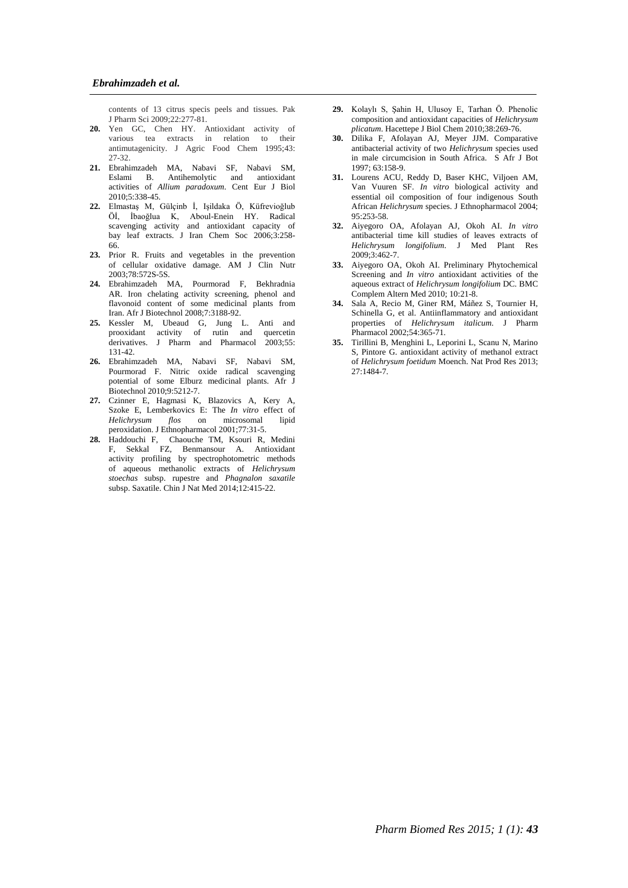contents of 13 citrus specis peels and tissues. Pak J Pharm Sci 2009;22:277-81.

20. Yen GC, Chen HY. Antioxidant activity of various tea extracts in relation to their antimutagenicity. J Agric Food Chem 1995;43: 27-32.
21. Ebrahimzadeh MA, Nabavi SF, Nabavi SM, Eslami B. Antihemolytic and antioxidant activities of *Allium paradoxum*. Cent Eur J Biol 2010;5:338-45.
22. Elmastaş M, Gülçinb İ, Işildaka Ö, Küfrevioğlub Öİ, İbaoğlua K, Aboul-Enein HY. Radical scavenging activity and antioxidant capacity of bay leaf extracts. J Iran Chem Soc 2006;3:258-66.
23. Prior R. Fruits and vegetables in the prevention of cellular oxidative damage. AM J Clin Nutr 2003;78:572S-5S.
24. Ebrahimzadeh MA, Pourmorad F, Bekhradnia AR. Iron chelating activity screening, phenol and flavonoid content of some medicinal plants from Iran. Afr J Biotechnol 2008;7:3188-92.
25. Kessler M, Ubeaud G, Jung L. Anti and prooxidant activity of rutin and quercetin derivatives. J Pharm and Pharmacol 2003;55: 131-42.
26. Ebrahimzadeh MA, Nabavi SF, Nabavi SM, Pourmorad F. Nitric oxide radical scavenging potential of some Elburz medicinal plants. Afr J Biotechnol 2010;9:5212-7.
27. Czinner E, Hagmasi K, Blazovics A, Kery A, Szoke E, Lemberkovics E: The *In vitro* effect of *Helichrysum flos* on microsomal lipid peroxidation. J Ethnopharmacol 2001;77:31-5.
28. Haddouchi F, Chaouche TM, Ksouri R, Medini F, Sekkal FZ, Benmansour A. Antioxidant activity profiling by spectrophotometric methods of aqueous methanolic extracts of *Helichrysum stoechas* subsp. rupestre and *Phagnalon saxatile* subsp. Saxatile. Chin J Nat Med 2014;12:415-22.
29. Kolaylı S, Şahin H, Ulusoy E, Tarhan Ö. Phenolic composition and antioxidant capacities of *Helichrysum plicatum*. Hacettepe J Biol Chem 2010;38:269-76.
30. Dilika F, Afolayan AJ, Meyer JJM. Comparative antibacterial activity of two *Helichrysum* species used in male circumcision in South Africa. S Afr J Bot 1997; 63:158-9.
31. Lourens ACU, Reddy D, Baser KHC, Viljoen AM, Van Vuuren SF. *In vitro* biological activity and essential oil composition of four indigenous South African *Helichrysum* species. J Ethnopharmacol 2004; 95:253-58.
32. Aiyegoro OA, Afolayan AJ, Okoh AI. *In vitro* antibacterial time kill studies of leaves extracts of *Helichrysum longifolium*. J Med Plant Res 2009;3:462-7.
33. Aiyegoro OA, Okoh AI. Preliminary Phytochemical Screening and *In vitro* antioxidant activities of the aqueous extract of *Helichrysum longifolium* DC. BMC Complem Altern Med 2010; 10:21-8.
34. Sala A, Recio M, Giner RM, Máñez S, Tournier H, Schinella G, et al. Antiinflammatory and antioxidant properties of *Helichrysum italicum*. J Pharm Pharmacol 2002;54:365-71.
35. Tirillini B, Menghini L, Leporini L, Scanu N, Marino S, Pintore G. antioxidant activity of methanol extract of *Helichrysum foetidum* Moench. Nat Prod Res 2013; 27:1484-7.